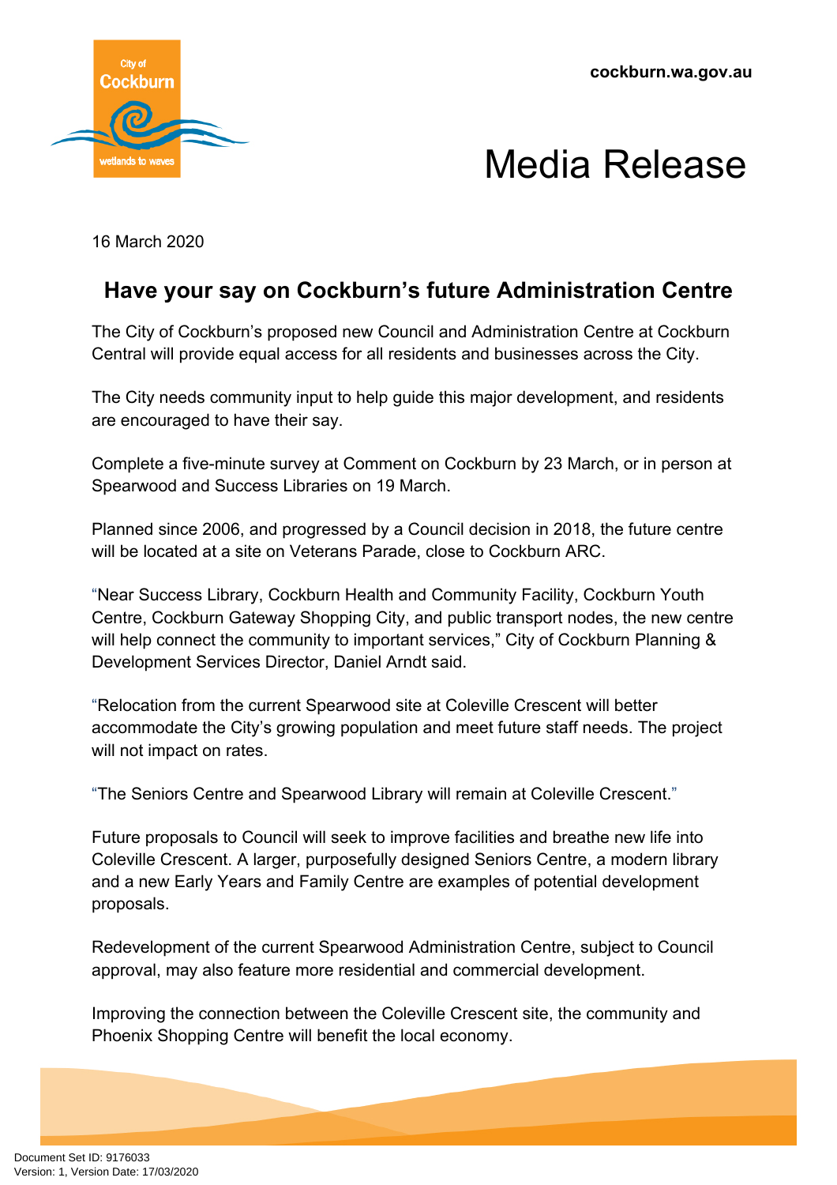cockburn.wa.gov.au

# Media Release

16 March 2020

## Have your say on Cockburn's future Administration Centre

The City of Cockburn's proposed new Council and Administration Centre at Cockburn Central will provide equal access for all residents and businesses across the City.

The City needs community input to help guide this major development, and residents are encouraged to have their say.

Complete a five-minute survey at Comment on Cockburn by 23 March, or in person at Spearwood and Success Libraries on 19 March.

Planned since 2006, and progressed by a Council decision in 2018, the future centre will be located at a site on Veterans Parade, close to Cockburn ARC.

"Near Success Library, Cockburn Health and Community Facility, Cockburn Youth Centre, Cockburn Gateway Shopping City, and public transport nodes, the new centre will help connect the community to important services," City of Cockburn Planning & Development Services Director, Daniel Arndt said.

"Relocation from the current Spearwood site at Coleville Crescent will better accommodate the City's growing population and meet future staff needs. The project will not impact on rates.

"The Seniors Centre and Spearwood Library will remain at Coleville Crescent."

Future proposals to Council will seek to improve facilities and breathe new life into Coleville Crescent. A larger, purposefully designed Seniors Centre, a modern library and a new Early Years and Family Centre are examples of potential development proposals.

Redevelopment of the current Spearwood Administration Centre, subject to Council approval, may also feature more residential and commercial development.

Improving the connection between the Coleville Crescent site, the community and Phoenix Shopping Centre will benefit the local economy.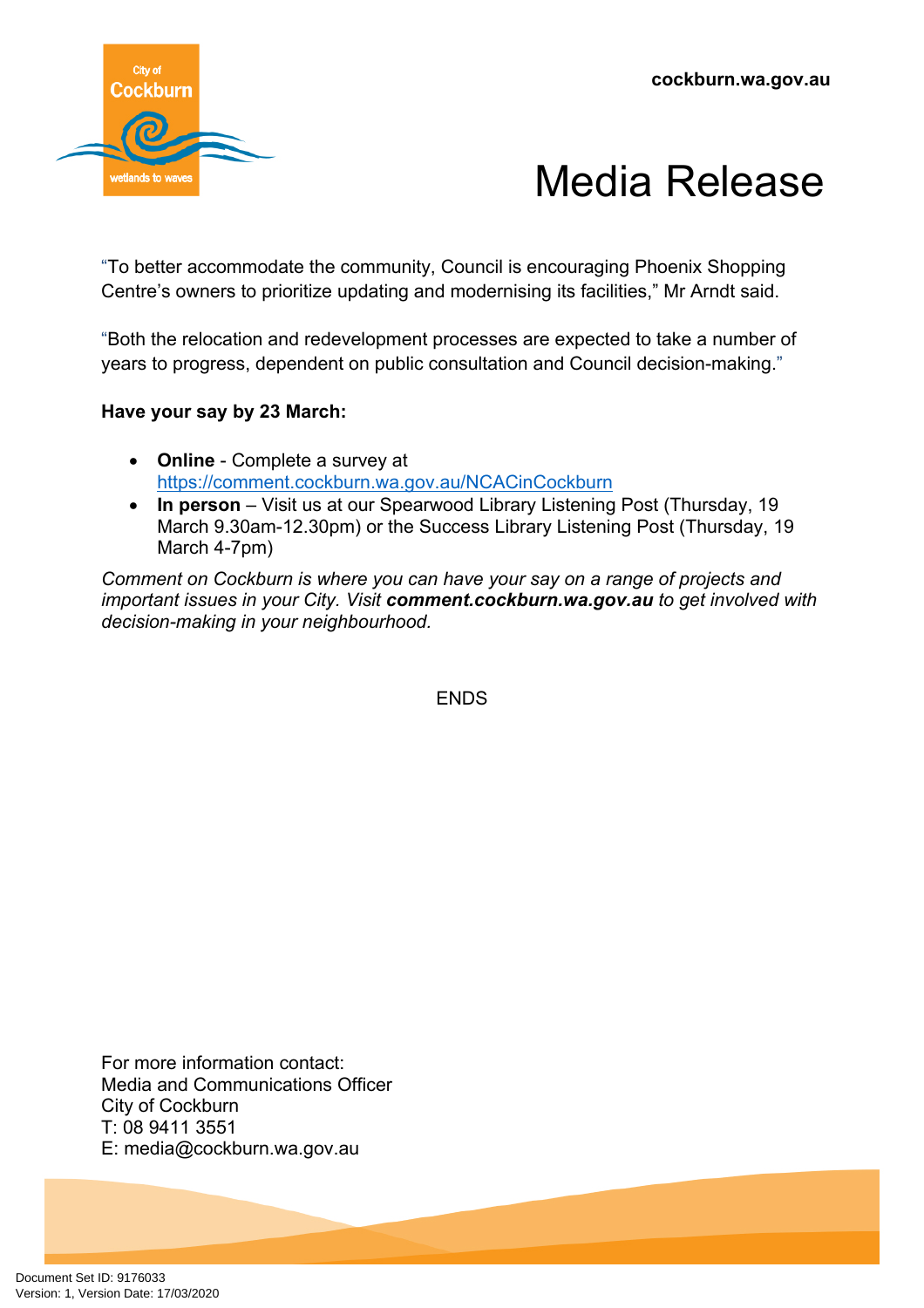"To better accommodate the community, Council is encouraging Phoenix Shopping Centre's owners to prioritize updating and modernising its facilities," Mr Arndt said.

"Both the relocation and redevelopment processes are expected to take a number of years to progress, dependent on public consultation and Council decision-making."

**Have your say by 23 March:**

- **Online** - Complete a survey at https://comment.cockburn.wa.gov.au/NCACinCockburn
- **In person** – Visit us at our Spearwood Library Listening Post (Thursday, 19 March 9.30am-12.30pm) or the Success Library Listening Post (Thursday, 19 March 4-7pm)

*Comment on Cockburn is where you can have your say on a range of projects and important issues in your City. Visit* ***comment.cockburn.wa.gov.au*** *to get involved with decision-making in your neighbourhood.*

ENDS

For more information contact:
Media and Communications Officer
City of Cockburn
T: 08 9411 3551
E: media@cockburn.wa.gov.au

Document Set ID: 9176033
Version: 1, Version Date: 17/03/2020